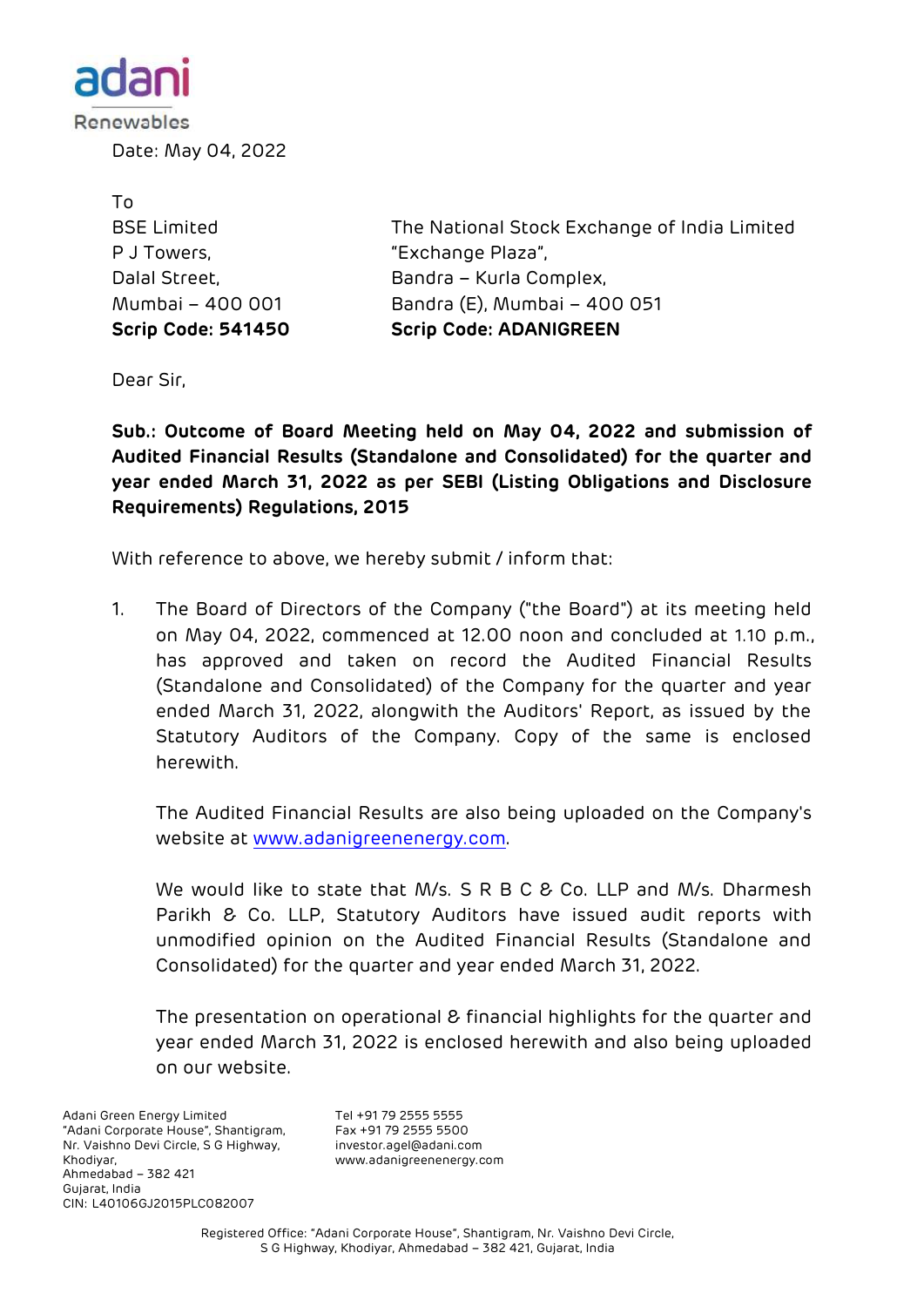adani

Renewables

Date: May 04, 2022

To

| BSE Limited | The National Stock Exchange of India Limited |
|---|---|
| P J Towers, | "Exchange Plaza", |
| Dalal Street, | Bandra – Kurla Complex, |
| Mumbai – 400 001 | Bandra (E), Mumbai – 400 051 |
| **Scrip Code: 541450** | **Scrip Code: ADANIGREEN** |

Dear Sir,

**Sub.: Outcome of Board Meeting held on May 04, 2022 and submission of Audited Financial Results (Standalone and Consolidated) for the quarter and year ended March 31, 2022 as per SEBI (Listing Obligations and Disclosure Requirements) Regulations, 2015**

With reference to above, we hereby submit / inform that:

1. The Board of Directors of the Company ("the Board") at its meeting held on May 04, 2022, commenced at 12.00 noon and concluded at 1.10 p.m., has approved and taken on record the Audited Financial Results (Standalone and Consolidated) of the Company for the quarter and year ended March 31, 2022, alongwith the Auditors' Report, as issued by the Statutory Auditors of the Company. Copy of the same is enclosed herewith.

   The Audited Financial Results are also being uploaded on the Company's website at www.adanigreenenergy.com.

   We would like to state that M/s. S R B C & Co. LLP and M/s. Dharmesh Parikh & Co. LLP, Statutory Auditors have issued audit reports with unmodified opinion on the Audited Financial Results (Standalone and Consolidated) for the quarter and year ended March 31, 2022.

   The presentation on operational & financial highlights for the quarter and year ended March 31, 2022 is enclosed herewith and also being uploaded on our website.

Adani Green Energy Limited
"Adani Corporate House", Shantigram,
Nr. Vaishno Devi Circle, S G Highway,
Khodiyar,
Ahmedabad – 382 421
Gujarat, India
CIN: L40106GJ2015PLC082007

Tel +91 79 2555 5555
Fax +91 79 2555 5500
investor.agel@adani.com
www.adanigreenenergy.com

Registered Office: "Adani Corporate House", Shantigram, Nr. Vaishno Devi Circle, S G Highway, Khodiyar, Ahmedabad – 382 421, Gujarat, India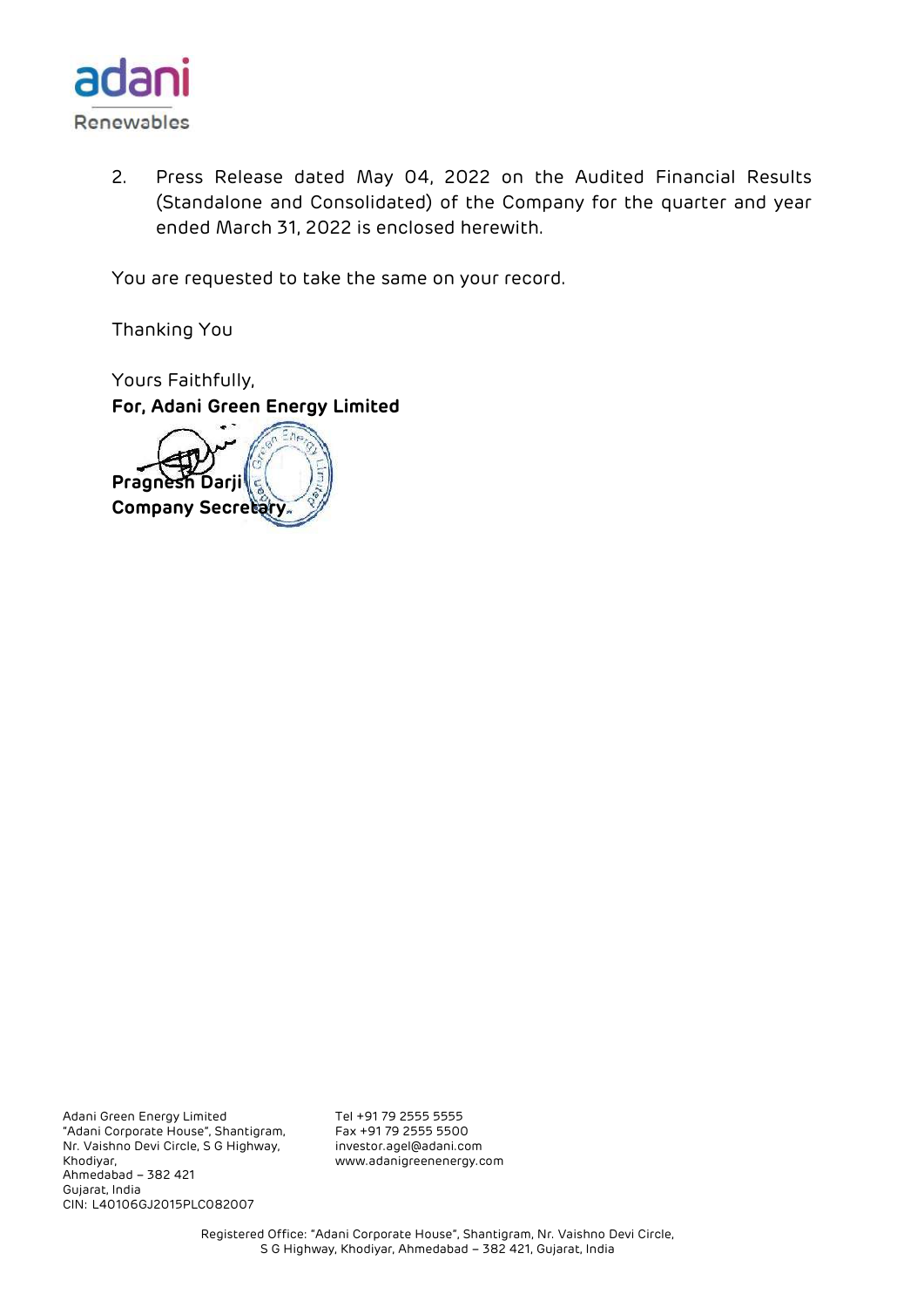2. Press Release dated May 04, 2022 on the Audited Financial Results (Standalone and Consolidated) of the Company for the quarter and year ended March 31, 2022 is enclosed herewith.

You are requested to take the same on your record.

Thanking You

Yours Faithfully,
**For, Adani Green Energy Limited**

**Pragnesh Darji**
**Company Secretary**

Adani Green Energy Limited
"Adani Corporate House", Shantigram,
Nr. Vaishno Devi Circle, S G Highway,
Khodiyar,
Ahmedabad – 382 421
Gujarat, India
CIN: L40106GJ2015PLC082007

Tel +91 79 2555 5555
Fax +91 79 2555 5500
investor.agel@adani.com
www.adanigreenenergy.com

Registered Office: "Adani Corporate House", Shantigram, Nr. Vaishno Devi Circle, S G Highway, Khodiyar, Ahmedabad – 382 421, Gujarat, India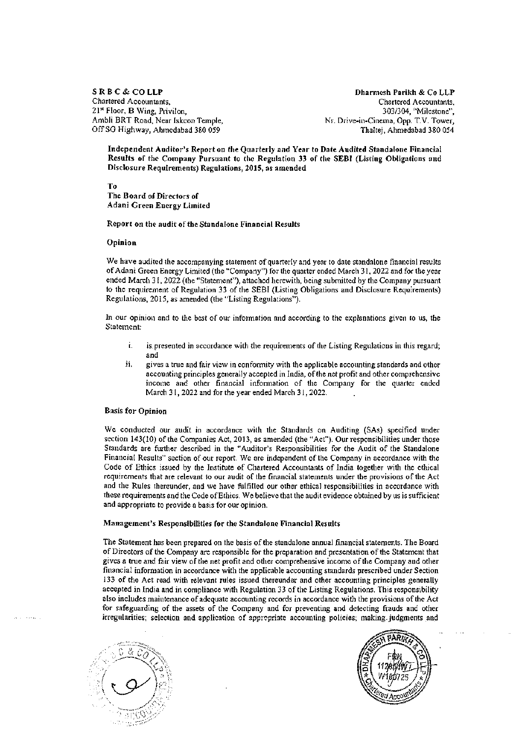**S R B C & CO LLP**
Chartered Accountants,
21st Floor, B Wing, Privilon,
Ambli BRT Road, Near Iskcon Temple,
Off SG Highway, Ahmedabad 380 059

**Dharmesh Parikh & Co LLP**
Chartered Accountants,
303/304, "Milestone",
Nr. Drive-in-Cinema, Opp. T.V. Tower,
Thaltej, Ahmedabad 380 054

**Independent Auditor's Report on the Quarterly and Year to Date Audited Standalone Financial Results of the Company Pursuant to the Regulation 33 of the SEBI (Listing Obligations and Disclosure Requirements) Regulations, 2015, as amended**

**To**
**The Board of Directors of**
**Adani Green Energy Limited**

**Report on the audit of the Standalone Financial Results**

**Opinion**

We have audited the accompanying statement of quarterly and year to date standalone financial results of Adani Green Energy Limited (the "Company") for the quarter ended March 31, 2022 and for the year ended March 31, 2022 (the "Statement"), attached herewith, being submitted by the Company pursuant to the requirement of Regulation 33 of the SEBI (Listing Obligations and Disclosure Requirements) Regulations, 2015, as amended (the "Listing Regulations").

In our opinion and to the best of our information and according to the explanations given to us, the Statement:

i. is presented in accordance with the requirements of the Listing Regulations in this regard; and
ii. gives a true and fair view in conformity with the applicable accounting standards and other accounting principles generally accepted in India, of the net profit and other comprehensive income and other financial information of the Company for the quarter ended March 31, 2022 and for the year ended March 31, 2022.

**Basis for Opinion**

We conducted our audit in accordance with the Standards on Auditing (SAs) specified under section 143(10) of the Companies Act, 2013, as amended (the "Act"). Our responsibilities under those Standards are further described in the "Auditor's Responsibilities for the Audit of the Standalone Financial Results" section of our report. We are independent of the Company in accordance with the Code of Ethics issued by the Institute of Chartered Accountants of India together with the ethical requirements that are relevant to our audit of the financial statements under the provisions of the Act and the Rules thereunder, and we have fulfilled our other ethical responsibilities in accordance with these requirements and the Code of Ethics. We believe that the audit evidence obtained by us is sufficient and appropriate to provide a basis for our opinion.

**Management's Responsibilities for the Standalone Financial Results**

The Statement has been prepared on the basis of the standalone annual financial statements. The Board of Directors of the Company are responsible for the preparation and presentation of the Statement that gives a true and fair view of the net profit and other comprehensive income of the Company and other financial information in accordance with the applicable accounting standards prescribed under Section 133 of the Act read with relevant rules issued thereunder and other accounting principles generally accepted in India and in compliance with Regulation 33 of the Listing Regulations. This responsibility also includes maintenance of adequate accounting records in accordance with the provisions of the Act for safeguarding of the assets of the Company and for preventing and detecting frauds and other irregularities; selection and application of appropriate accounting policies; making judgments and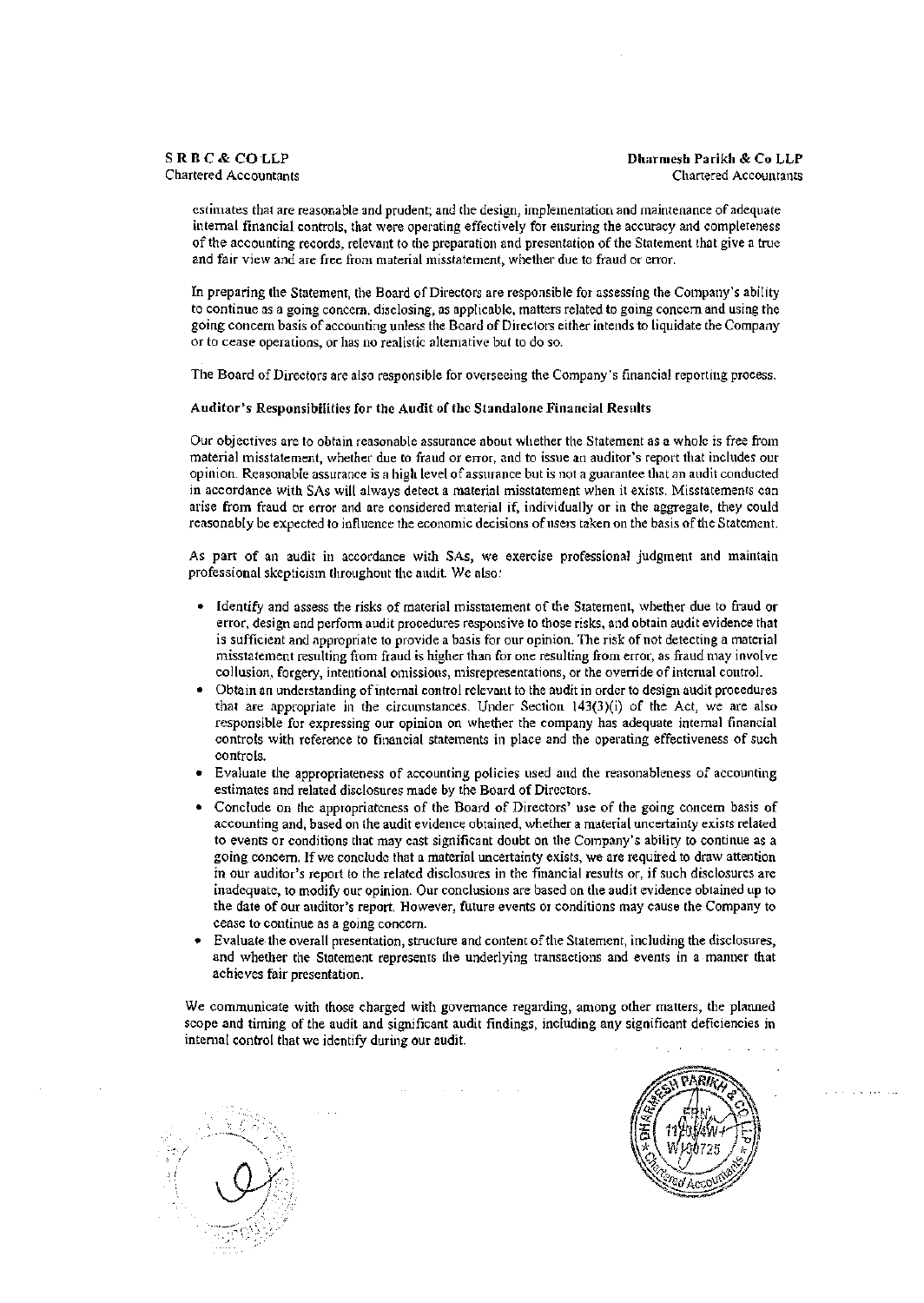estimates that are reasonable and prudent; and the design, implementation and maintenance of adequate internal financial controls, that were operating effectively for ensuring the accuracy and completeness of the accounting records, relevant to the preparation and presentation of the Statement that give a true and fair view and are free from material misstatement, whether due to fraud or error.

In preparing the Statement, the Board of Directors are responsible for assessing the Company's ability to continue as a going concern, disclosing, as applicable, matters related to going concern and using the going concern basis of accounting unless the Board of Directors either intends to liquidate the Company or to cease operations, or has no realistic alternative but to do so.

The Board of Directors are also responsible for overseeing the Company's financial reporting process.

**Auditor's Responsibilities for the Audit of the Standalone Financial Results**

Our objectives are to obtain reasonable assurance about whether the Statement as a whole is free from material misstatement, whether due to fraud or error, and to issue an auditor's report that includes our opinion. Reasonable assurance is a high level of assurance but is not a guarantee that an audit conducted in accordance with SAs will always detect a material misstatement when it exists. Misstatements can arise from fraud or error and are considered material if, individually or in the aggregate, they could reasonably be expected to influence the economic decisions of users taken on the basis of the Statement.

As part of an audit in accordance with SAs, we exercise professional judgment and maintain professional skepticism throughout the audit. We also:

- Identify and assess the risks of material misstatement of the Statement, whether due to fraud or error, design and perform audit procedures responsive to those risks, and obtain audit evidence that is sufficient and appropriate to provide a basis for our opinion. The risk of not detecting a material misstatement resulting from fraud is higher than for one resulting from error, as fraud may involve collusion, forgery, intentional omissions, misrepresentations, or the override of internal control.
- Obtain an understanding of internal control relevant to the audit in order to design audit procedures that are appropriate in the circumstances. Under Section 143(3)(i) of the Act, we are also responsible for expressing our opinion on whether the company has adequate internal financial controls with reference to financial statements in place and the operating effectiveness of such controls.
- Evaluate the appropriateness of accounting policies used and the reasonableness of accounting estimates and related disclosures made by the Board of Directors.
- Conclude on the appropriateness of the Board of Directors' use of the going concern basis of accounting and, based on the audit evidence obtained, whether a material uncertainty exists related to events or conditions that may cast significant doubt on the Company's ability to continue as a going concern. If we conclude that a material uncertainty exists, we are required to draw attention in our auditor's report to the related disclosures in the financial results or, if such disclosures are inadequate, to modify our opinion. Our conclusions are based on the audit evidence obtained up to the date of our auditor's report. However, future events or conditions may cause the Company to cease to continue as a going concern.
- Evaluate the overall presentation, structure and content of the Statement, including the disclosures, and whether the Statement represents the underlying transactions and events in a manner that achieves fair presentation.

We communicate with those charged with governance regarding, among other matters, the planned scope and timing of the audit and significant audit findings, including any significant deficiencies in internal control that we identify during our audit.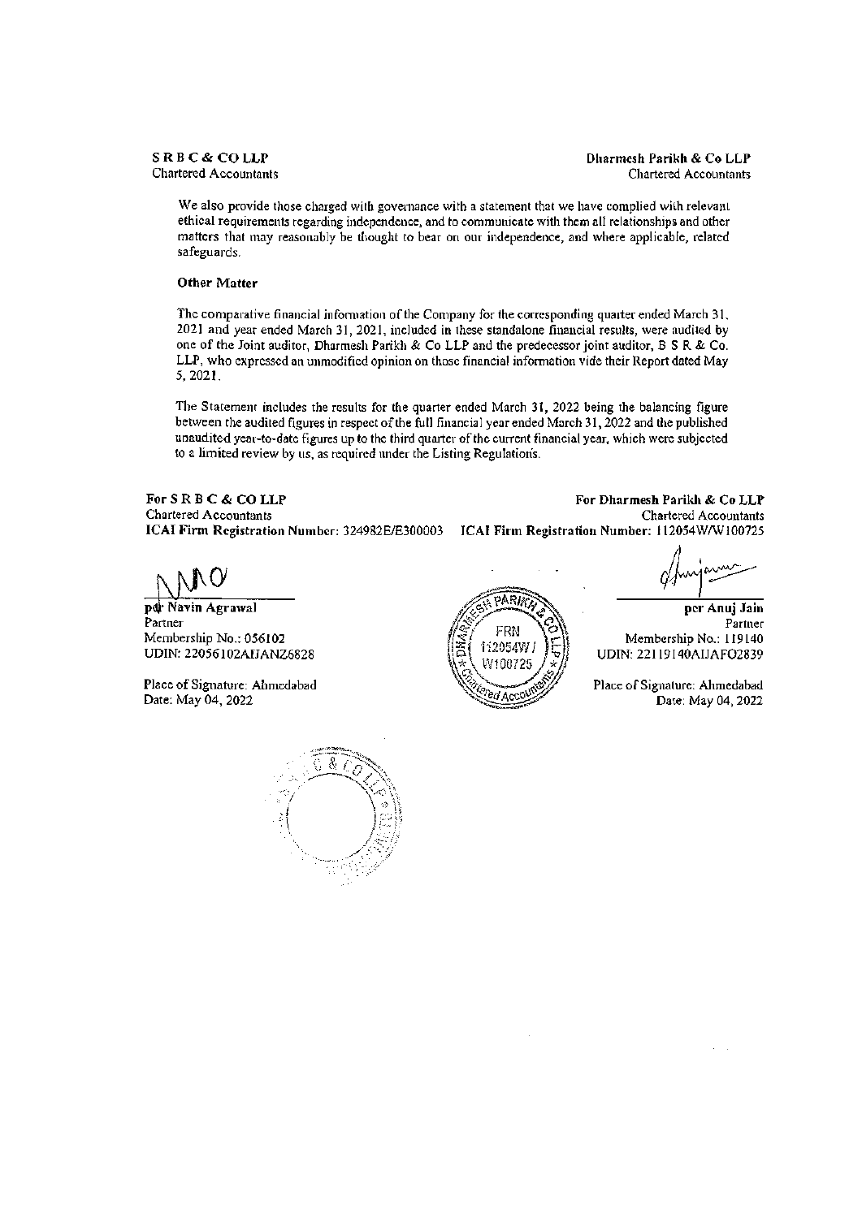S R B C & CO LLP
Chartered Accountants

Dharmesh Parikh & Co LLP
Chartered Accountants

We also provide those charged with governance with a statement that we have complied with relevant ethical requirements regarding independence, and to communicate with them all relationships and other matters that may reasonably be thought to bear on our independence, and where applicable, related safeguards.

**Other Matter**

The comparative financial information of the Company for the corresponding quarter ended March 31, 2021 and year ended March 31, 2021, included in these standalone financial results, were audited by one of the Joint auditor, Dharmesh Parikh & Co LLP and the predecessor joint auditor, B S R & Co. LLP, who expressed an unmodified opinion on those financial information vide their Report dated May 5, 2021.

The Statement includes the results for the quarter ended March 31, 2022 being the balancing figure between the audited figures in respect of the full financial year ended March 31, 2022 and the published unaudited year-to-date figures up to the third quarter of the current financial year, which were subjected to a limited review by us, as required under the Listing Regulations.

**For S R B C & CO LLP**
Chartered Accountants
**ICAI Firm Registration Number:** 324982E/E300003

**per Navin Agrawal**
Partner
Membership No.: 056102
UDIN: 22056102AIJANZ6828

Place of Signature: Ahmedabad
Date: May 04, 2022

**For Dharmesh Parikh & Co LLP**
Chartered Accountants
**ICAI Firm Registration Number:** 112054W/W100725

**per Anuj Jain**
Partner
Membership No.: 119140
UDIN: 22119140AIJAFO2839

Place of Signature: Ahmedabad
Date: May 04, 2022